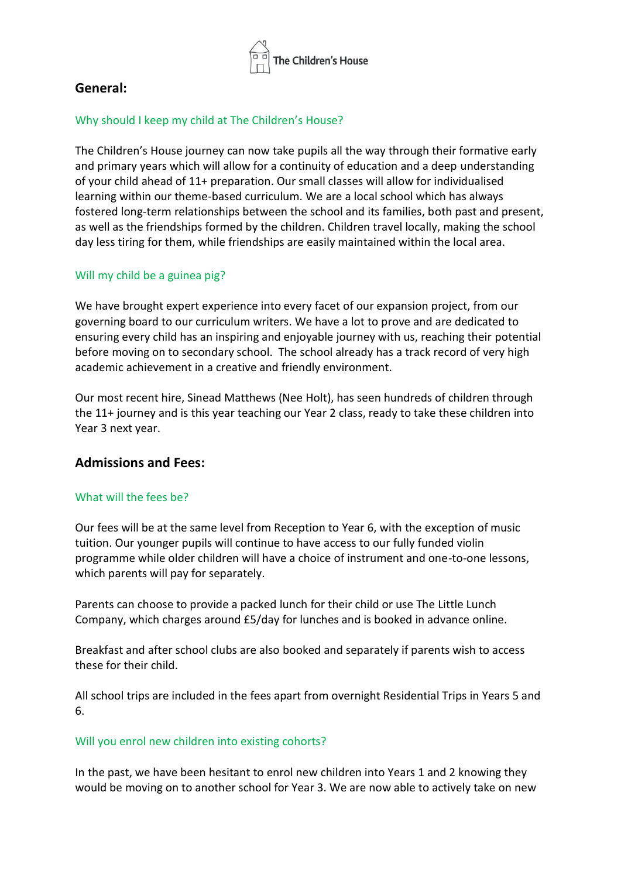The Children's House

## General:

### Why should I keep my child at The Children's House?

The Children's House journey can now take pupils all the way through their formative early and primary years which will allow for a continuity of education and a deep understanding of your child ahead of 11+ preparation. Our small classes will allow for individualised learning within our theme-based curriculum. We are a local school which has always fostered long-term relationships between the school and its families, both past and present, as well as the friendships formed by the children. Children travel locally, making the school day less tiring for them, while friendships are easily maintained within the local area.

### Will my child be a guinea pig?

We have brought expert experience into every facet of our expansion project, from our governing board to our curriculum writers. We have a lot to prove and are dedicated to ensuring every child has an inspiring and enjoyable journey with us, reaching their potential before moving on to secondary school. The school already has a track record of very high academic achievement in a creative and friendly environment.

Our most recent hire, Sinead Matthews (Nee Holt), has seen hundreds of children through the 11+ journey and is this year teaching our Year 2 class, ready to take these children into Year 3 next year.

## Admissions and Fees:

### What will the fees be?

Our fees will be at the same level from Reception to Year 6, with the exception of music tuition. Our younger pupils will continue to have access to our fully funded violin programme while older children will have a choice of instrument and one-to-one lessons, which parents will pay for separately.

Parents can choose to provide a packed lunch for their child or use The Little Lunch Company, which charges around £5/day for lunches and is booked in advance online.

Breakfast and after school clubs are also booked and separately if parents wish to access these for their child.

All school trips are included in the fees apart from overnight Residential Trips in Years 5 and 6.

### Will you enrol new children into existing cohorts?

In the past, we have been hesitant to enrol new children into Years 1 and 2 knowing they would be moving on to another school for Year 3. We are now able to actively take on new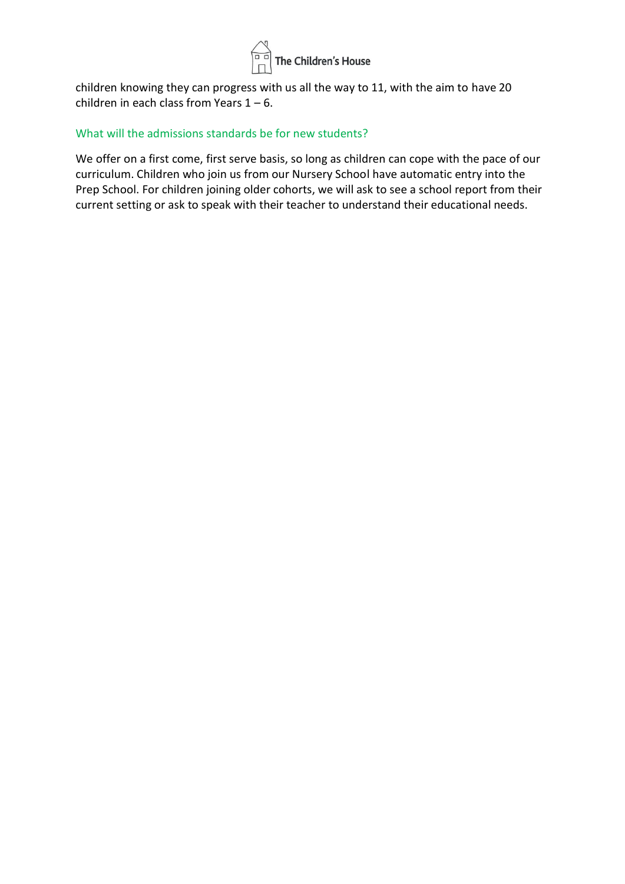children knowing they can progress with us all the way to 11, with the aim to have 20 children in each class from Years 1 – 6.

## What will the admissions standards be for new students?

We offer on a first come, first serve basis, so long as children can cope with the pace of our curriculum. Children who join us from our Nursery School have automatic entry into the Prep School. For children joining older cohorts, we will ask to see a school report from their current setting or ask to speak with their teacher to understand their educational needs.